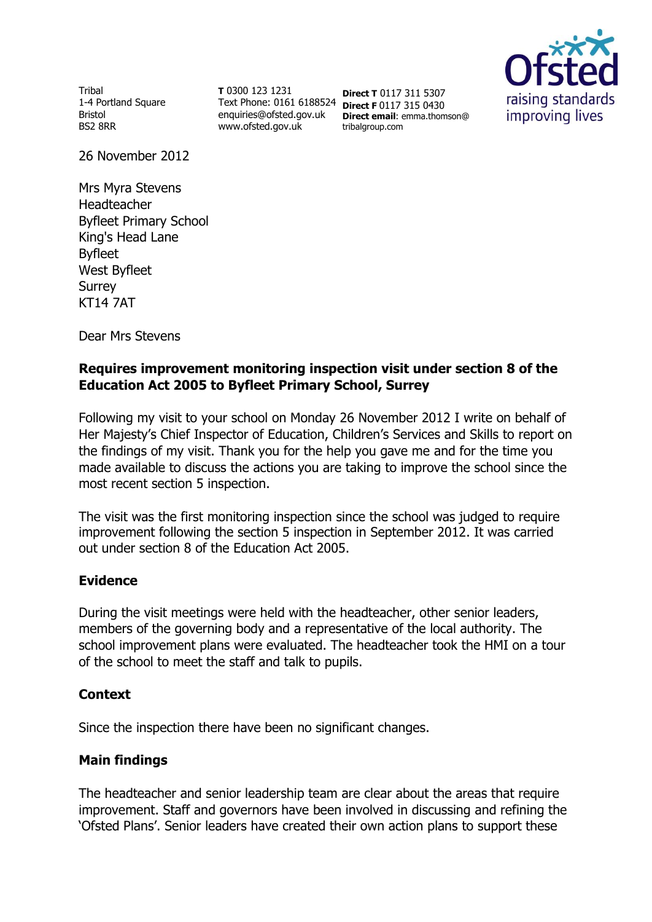Tribal
1-4 Portland Square
Bristol
BS2 8RR

**T** 0300 123 1231
Text Phone: 0161 6188524
enquiries@ofsted.gov.uk
www.ofsted.gov.uk

**Direct T** 0117 311 5307
**Direct F** 0117 315 0430
**Direct email**: emma.thomson@tribalgroup.com

26 November 2012

Mrs Myra Stevens
Headteacher
Byfleet Primary School
King's Head Lane
Byfleet
West Byfleet
Surrey
KT14 7AT

Dear Mrs Stevens

**Requires improvement monitoring inspection visit under section 8 of the Education Act 2005 to Byfleet Primary School, Surrey**

Following my visit to your school on Monday 26 November 2012 I write on behalf of Her Majesty's Chief Inspector of Education, Children's Services and Skills to report on the findings of my visit. Thank you for the help you gave me and for the time you made available to discuss the actions you are taking to improve the school since the most recent section 5 inspection.

The visit was the first monitoring inspection since the school was judged to require improvement following the section 5 inspection in September 2012. It was carried out under section 8 of the Education Act 2005.

## Evidence

During the visit meetings were held with the headteacher, other senior leaders, members of the governing body and a representative of the local authority. The school improvement plans were evaluated. The headteacher took the HMI on a tour of the school to meet the staff and talk to pupils.

## Context

Since the inspection there have been no significant changes.

## Main findings

The headteacher and senior leadership team are clear about the areas that require improvement. Staff and governors have been involved in discussing and refining the 'Ofsted Plans'. Senior leaders have created their own action plans to support these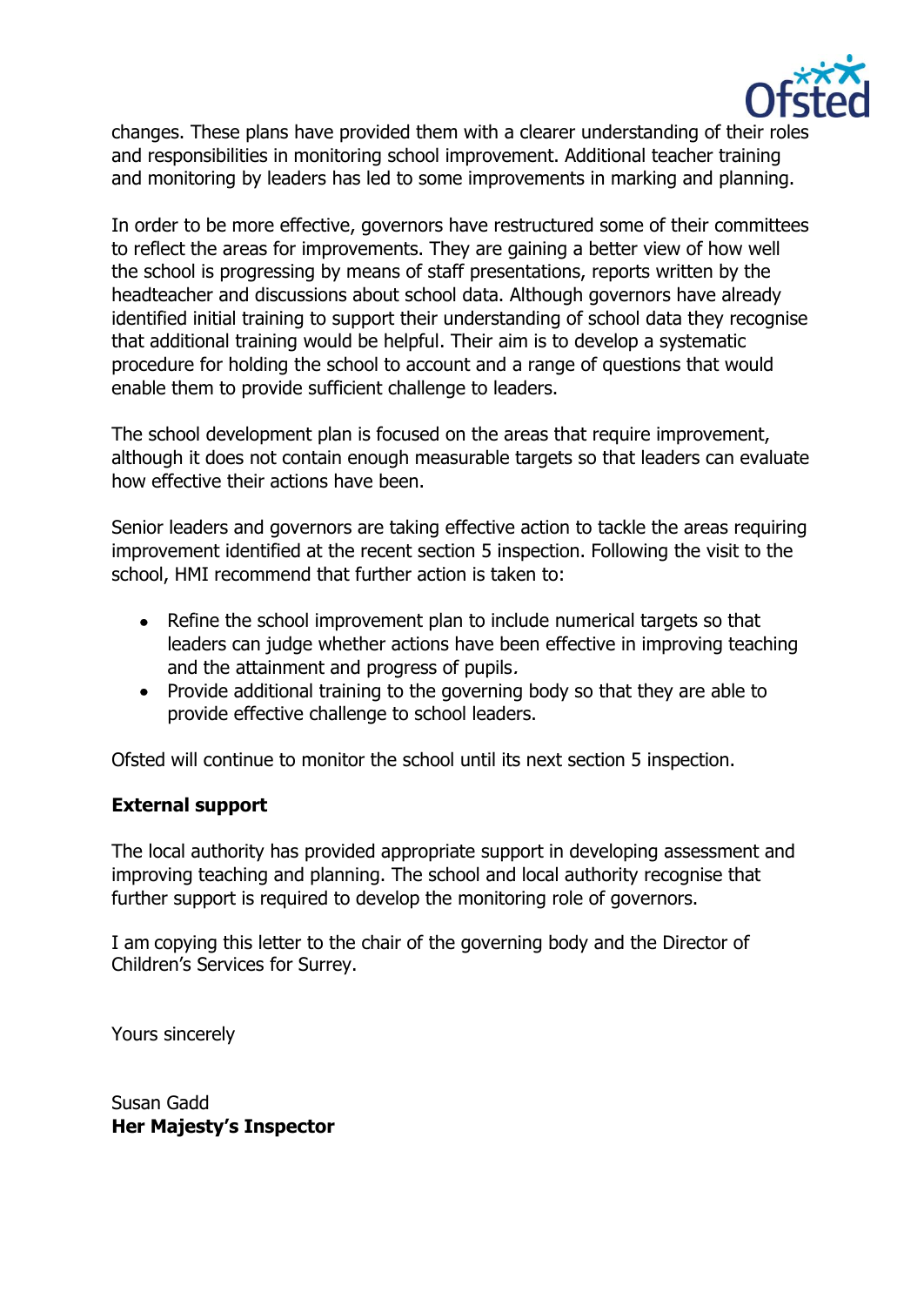changes. These plans have provided them with a clearer understanding of their roles and responsibilities in monitoring school improvement. Additional teacher training and monitoring by leaders has led to some improvements in marking and planning.

In order to be more effective, governors have restructured some of their committees to reflect the areas for improvements. They are gaining a better view of how well the school is progressing by means of staff presentations, reports written by the headteacher and discussions about school data. Although governors have already identified initial training to support their understanding of school data they recognise that additional training would be helpful. Their aim is to develop a systematic procedure for holding the school to account and a range of questions that would enable them to provide sufficient challenge to leaders.

The school development plan is focused on the areas that require improvement, although it does not contain enough measurable targets so that leaders can evaluate how effective their actions have been.

Senior leaders and governors are taking effective action to tackle the areas requiring improvement identified at the recent section 5 inspection. Following the visit to the school, HMI recommend that further action is taken to:

- Refine the school improvement plan to include numerical targets so that leaders can judge whether actions have been effective in improving teaching and the attainment and progress of pupils.
- Provide additional training to the governing body so that they are able to provide effective challenge to school leaders.

Ofsted will continue to monitor the school until its next section 5 inspection.

**External support**

The local authority has provided appropriate support in developing assessment and improving teaching and planning. The school and local authority recognise that further support is required to develop the monitoring role of governors.

I am copying this letter to the chair of the governing body and the Director of Children's Services for Surrey.

Yours sincerely

Susan Gadd
**Her Majesty's Inspector**